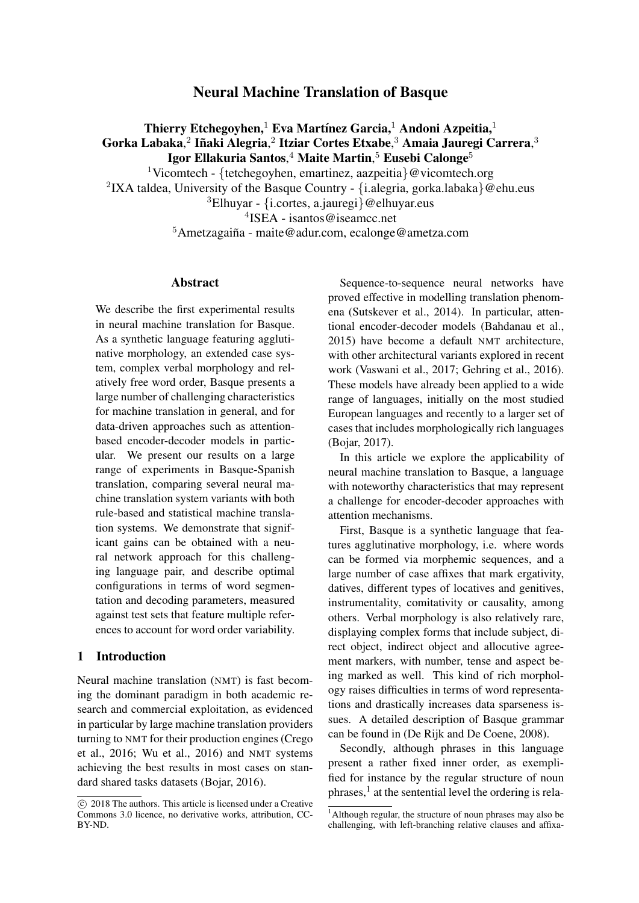# Neural Machine Translation of Basque

**Thierry Etchegoyhen,[1] Eva Martínez Garcia,[1] Andoni Azpeitia,[1]**
**Gorka Labaka,[2] Iñaki Alegria,[2] Itziar Cortes Etxabe,[3] Amaia Jauregi Carrera,[3]**
**Igor Ellakuria Santos,[4] Maite Martin,[5] Eusebi Calonge[5]**

[1]Vicomtech - {tetchegoyhen, emartinez, aazpeitia}@vicomtech.org
[2]IXA taldea, University of the Basque Country - {i.alegria, gorka.labaka}@ehu.eus
[3]Elhuyar - {i.cortes, a.jauregi}@elhuyar.eus
[4]ISEA - isantos@iseamcc.net
[5]Ametzagaiña - maite@adur.com, ecalonge@ametza.com

## Abstract

We describe the first experimental results in neural machine translation for Basque. As a synthetic language featuring agglutinative morphology, an extended case system, complex verbal morphology and relatively free word order, Basque presents a large number of challenging characteristics for machine translation in general, and for data-driven approaches such as attention-based encoder-decoder models in particular. We present our results on a large range of experiments in Basque-Spanish translation, comparing several neural machine translation system variants with both rule-based and statistical machine translation systems. We demonstrate that significant gains can be obtained with a neural network approach for this challenging language pair, and describe optimal configurations in terms of word segmentation and decoding parameters, measured against test sets that feature multiple references to account for word order variability.

## 1 Introduction

Neural machine translation (NMT) is fast becoming the dominant paradigm in both academic research and commercial exploitation, as evidenced in particular by large machine translation providers turning to NMT for their production engines (Crego et al., 2016; Wu et al., 2016) and NMT systems achieving the best results in most cases on standard shared tasks datasets (Bojar, 2016).

Sequence-to-sequence neural networks have proved effective in modelling translation phenomena (Sutskever et al., 2014). In particular, attentional encoder-decoder models (Bahdanau et al., 2015) have become a default NMT architecture, with other architectural variants explored in recent work (Vaswani et al., 2017; Gehring et al., 2016). These models have already been applied to a wide range of languages, initially on the most studied European languages and recently to a larger set of cases that includes morphologically rich languages (Bojar, 2017).

In this article we explore the applicability of neural machine translation to Basque, a language with noteworthy characteristics that may represent a challenge for encoder-decoder approaches with attention mechanisms.

First, Basque is a synthetic language that features agglutinative morphology, i.e. where words can be formed via morphemic sequences, and a large number of case affixes that mark ergativity, datives, different types of locatives and genitives, instrumentality, comitativity or causality, among others. Verbal morphology is also relatively rare, displaying complex forms that include subject, direct object, indirect object and allocutive agreement markers, with number, tense and aspect being marked as well. This kind of rich morphology raises difficulties in terms of word representations and drastically increases data sparseness issues. A detailed description of Basque grammar can be found in (De Rijk and De Coene, 2008).

Secondly, although phrases in this language present a rather fixed inner order, as exemplified for instance by the regular structure of noun phrases,[1] at the sentential level the ordering is rela-

© 2018 The authors. This article is licensed under a Creative Commons 3.0 licence, no derivative works, attribution, CC-BY-ND.

[1]Although regular, the structure of noun phrases may also be challenging, with left-branching relative clauses and affixa-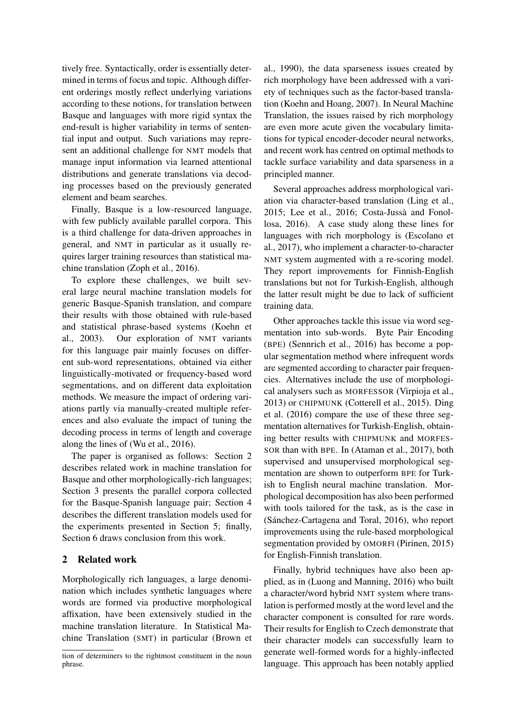tively free. Syntactically, order is essentially determined in terms of focus and topic. Although different orderings mostly reflect underlying variations according to these notions, for translation between Basque and languages with more rigid syntax the end-result is higher variability in terms of sentential input and output. Such variations may represent an additional challenge for NMT models that manage input information via learned attentional distributions and generate translations via decoding processes based on the previously generated element and beam searches.

Finally, Basque is a low-resourced language, with few publicly available parallel corpora. This is a third challenge for data-driven approaches in general, and NMT in particular as it usually requires larger training resources than statistical machine translation (Zoph et al., 2016).

To explore these challenges, we built several large neural machine translation models for generic Basque-Spanish translation, and compare their results with those obtained with rule-based and statistical phrase-based systems (Koehn et al., 2003). Our exploration of NMT variants for this language pair mainly focuses on different sub-word representations, obtained via either linguistically-motivated or frequency-based word segmentations, and on different data exploitation methods. We measure the impact of ordering variations partly via manually-created multiple references and also evaluate the impact of tuning the decoding process in terms of length and coverage along the lines of (Wu et al., 2016).

The paper is organised as follows: Section 2 describes related work in machine translation for Basque and other morphologically-rich languages; Section 3 presents the parallel corpora collected for the Basque-Spanish language pair; Section 4 describes the different translation models used for the experiments presented in Section 5; finally, Section 6 draws conclusion from this work.

## 2 Related work

Morphologically rich languages, a large denomination which includes synthetic languages where words are formed via productive morphological affixation, have been extensively studied in the machine translation literature. In Statistical Machine Translation (SMT) in particular (Brown et al., 1990), the data sparseness issues created by rich morphology have been addressed with a variety of techniques such as the factor-based translation (Koehn and Hoang, 2007). In Neural Machine Translation, the issues raised by rich morphology are even more acute given the vocabulary limitations for typical encoder-decoder neural networks, and recent work has centred on optimal methods to tackle surface variability and data sparseness in a principled manner.

Several approaches address morphological variation via character-based translation (Ling et al., 2015; Lee et al., 2016; Costa-Jussà and Fonollosa, 2016). A case study along these lines for languages with rich morphology is (Escolano et al., 2017), who implement a character-to-character NMT system augmented with a re-scoring model. They report improvements for Finnish-English translations but not for Turkish-English, although the latter result might be due to lack of sufficient training data.

Other approaches tackle this issue via word segmentation into sub-words. Byte Pair Encoding (BPE) (Sennrich et al., 2016) has become a popular segmentation method where infrequent words are segmented according to character pair frequencies. Alternatives include the use of morphological analysers such as MORFESSOR (Virpioja et al., 2013) or CHIPMUNK (Cotterell et al., 2015). Ding et al. (2016) compare the use of these three segmentation alternatives for Turkish-English, obtaining better results with CHIPMUNK and MORFESSOR than with BPE. In (Ataman et al., 2017), both supervised and unsupervised morphological segmentation are shown to outperform BPE for Turkish to English neural machine translation. Morphological decomposition has also been performed with tools tailored for the task, as is the case in (Sánchez-Cartagena and Toral, 2016), who report improvements using the rule-based morphological segmentation provided by OMORFI (Pirinen, 2015) for English-Finnish translation.

Finally, hybrid techniques have also been applied, as in (Luong and Manning, 2016) who built a character/word hybrid NMT system where translation is performed mostly at the word level and the character component is consulted for rare words. Their results for English to Czech demonstrate that their character models can successfully learn to generate well-formed words for a highly-inflected language. This approach has been notably applied

tion of determiners to the rightmost constituent in the noun phrase.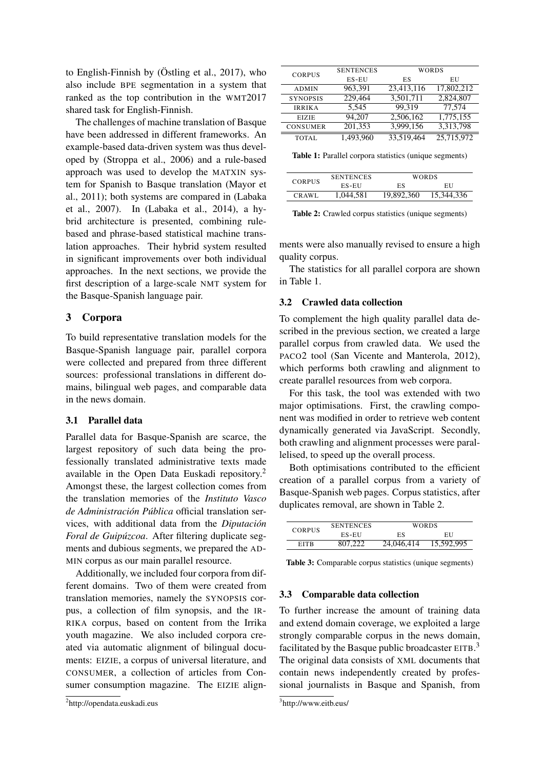to English-Finnish by (Östling et al., 2017), who also include BPE segmentation in a system that ranked as the top contribution in the WMT2017 shared task for English-Finnish.

The challenges of machine translation of Basque have been addressed in different frameworks. An example-based data-driven system was thus developed by (Stroppa et al., 2006) and a rule-based approach was used to develop the MATXIN system for Spanish to Basque translation (Mayor et al., 2011); both systems are compared in (Labaka et al., 2007). In (Labaka et al., 2014), a hybrid architecture is presented, combining rule-based and phrase-based statistical machine translation approaches. Their hybrid system resulted in significant improvements over both individual approaches. In the next sections, we provide the first description of a large-scale NMT system for the Basque-Spanish language pair.

## 3 Corpora

To build representative translation models for the Basque-Spanish language pair, parallel corpora were collected and prepared from three different sources: professional translations in different domains, bilingual web pages, and comparable data in the news domain.

### 3.1 Parallel data

Parallel data for Basque-Spanish are scarce, the largest repository of such data being the professionally translated administrative texts made available in the Open Data Euskadi repository.[2] Amongst these, the largest collection comes from the translation memories of the *Instituto Vasco de Administración Pública* official translation services, with additional data from the *Diputación Foral de Guipúzcoa*. After filtering duplicate segments and dubious segments, we prepared the ADMIN corpus as our main parallel resource.

Additionally, we included four corpora from different domains. Two of them were created from translation memories, namely the SYNOPSIS corpus, a collection of film synopsis, and the IRRIKA corpus, based on content from the Irrika youth magazine. We also included corpora created via automatic alignment of bilingual documents: EIZIE, a corpus of universal literature, and CONSUMER, a collection of articles from Consumer consumption magazine. The EIZIE alignments were also manually revised to ensure a high quality corpus.

The statistics for all parallel corpora are shown in Table 1.

| CORPUS | SENTENCES | WORDS | |
|---|---|---|---|
| | ES-EU | ES | EU |
| ADMIN | 963,391 | 23,413,116 | 17,802,212 |
| SYNOPSIS | 229,464 | 3,501,711 | 2,824,807 |
| IRRIKA | 5,545 | 99,319 | 77,574 |
| EIZIE | 94,207 | 2,506,162 | 1,775,155 |
| CONSUMER | 201,353 | 3,999,156 | 3,313,798 |
| TOTAL | 1,493,960 | 33,519,464 | 25,715,972 |

**Table 1:** Parallel corpora statistics (unique segments)

### 3.2 Crawled data collection

To complement the high quality parallel data described in the previous section, we created a large parallel corpus from crawled data. We used the PACO2 tool (San Vicente and Manterola, 2012), which performs both crawling and alignment to create parallel resources from web corpora.

For this task, the tool was extended with two major optimisations. First, the crawling component was modified in order to retrieve web content dynamically generated via JavaScript. Secondly, both crawling and alignment processes were parallelised, to speed up the overall process.

Both optimisations contributed to the efficient creation of a parallel corpus from a variety of Basque-Spanish web pages. Corpus statistics, after duplicates removal, are shown in Table 2.

| CORPUS | SENTENCES | WORDS | |
|---|---|---|---|
| | ES-EU | ES | EU |
| CRAWL | 1,044,581 | 19,892,360 | 15,344,336 |

**Table 2:** Crawled corpus statistics (unique segments)

| CORPUS | SENTENCES | WORDS | |
|---|---|---|---|
| | ES-EU | ES | EU |
| EITB | 807,222 | 24,046,414 | 15,592,995 |

**Table 3:** Comparable corpus statistics (unique segments)

### 3.3 Comparable data collection

To further increase the amount of training data and extend domain coverage, we exploited a large strongly comparable corpus in the news domain, facilitated by the Basque public broadcaster EITB.[3] The original data consists of XML documents that contain news independently created by professional journalists in Basque and Spanish, from

[2] http://opendata.euskadi.eus

[3] http://www.eitb.eus/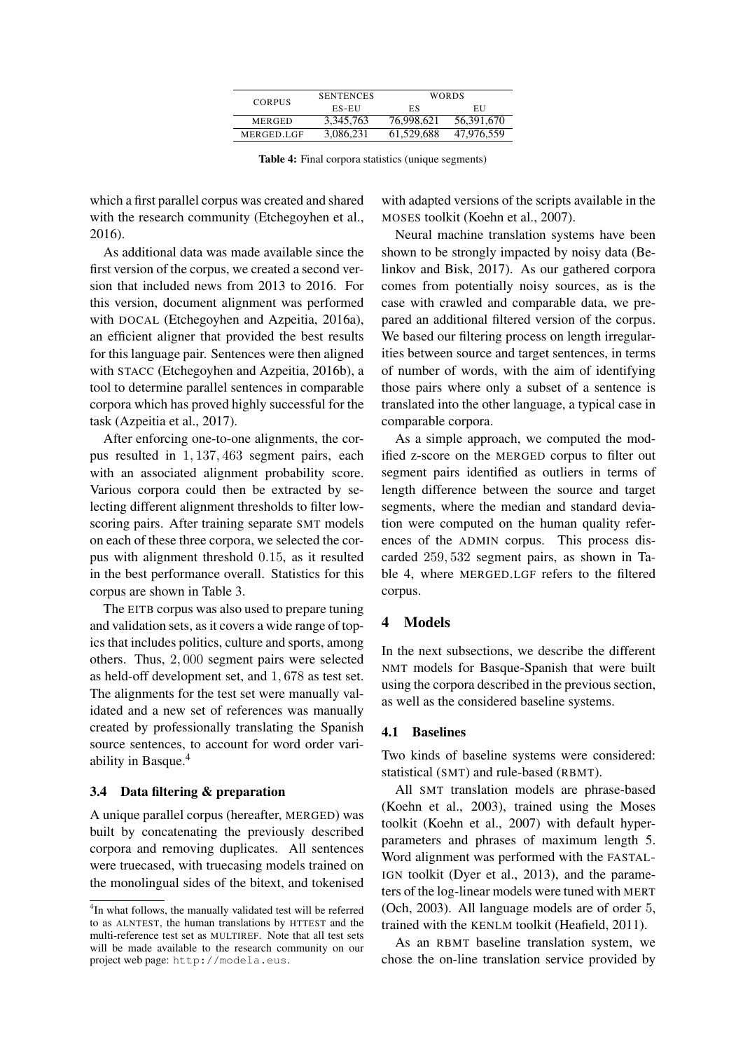| CORPUS | SENTENCES | WORDS | |
|---|---|---|---|
| | ES-EU | ES | EU |
| MERGED | 3,345,763 | 76,998,621 | 56,391,670 |
| MERGED.LGF | 3,086,231 | 61,529,688 | 47,976,559 |

**Table 4:** Final corpora statistics (unique segments)

which a first parallel corpus was created and shared with the research community (Etchegoyhen et al., 2016).

As additional data was made available since the first version of the corpus, we created a second version that included news from 2013 to 2016. For this version, document alignment was performed with DOCAL (Etchegoyhen and Azpeitia, 2016a), an efficient aligner that provided the best results for this language pair. Sentences were then aligned with STACC (Etchegoyhen and Azpeitia, 2016b), a tool to determine parallel sentences in comparable corpora which has proved highly successful for the task (Azpeitia et al., 2017).

After enforcing one-to-one alignments, the corpus resulted in $1,137,463$ segment pairs, each with an associated alignment probability score. Various corpora could then be extracted by selecting different alignment thresholds to filter low-scoring pairs. After training separate SMT models on each of these three corpora, we selected the corpus with alignment threshold $0.15$, as it resulted in the best performance overall. Statistics for this corpus are shown in Table 3.

The EITB corpus was also used to prepare tuning and validation sets, as it covers a wide range of topics that includes politics, culture and sports, among others. Thus, $2,000$ segment pairs were selected as held-off development set, and $1,678$ as test set. The alignments for the test set were manually validated and a new set of references was manually created by professionally translating the Spanish source sentences, to account for word order variability in Basque.[4]

### 3.4 Data filtering & preparation

A unique parallel corpus (hereafter, MERGED) was built by concatenating the previously described corpora and removing duplicates. All sentences were truecased, with truecasing models trained on the monolingual sides of the bitext, and tokenised with adapted versions of the scripts available in the MOSES toolkit (Koehn et al., 2007).

Neural machine translation systems have been shown to be strongly impacted by noisy data (Belinkov and Bisk, 2017). As our gathered corpora comes from potentially noisy sources, as is the case with crawled and comparable data, we prepared an additional filtered version of the corpus. We based our filtering process on length irregularities between source and target sentences, in terms of number of words, with the aim of identifying those pairs where only a subset of a sentence is translated into the other language, a typical case in comparable corpora.

As a simple approach, we computed the modified z-score on the MERGED corpus to filter out segment pairs identified as outliers in terms of length difference between the source and target segments, where the median and standard deviation were computed on the human quality references of the ADMIN corpus. This process discarded $259,532$ segment pairs, as shown in Table 4, where MERGED.LGF refers to the filtered corpus.

## 4 Models

In the next subsections, we describe the different NMT models for Basque-Spanish that were built using the corpora described in the previous section, as well as the considered baseline systems.

### 4.1 Baselines

Two kinds of baseline systems were considered: statistical (SMT) and rule-based (RBMT).

All SMT translation models are phrase-based (Koehn et al., 2003), trained using the Moses toolkit (Koehn et al., 2007) with default hyperparameters and phrases of maximum length 5. Word alignment was performed with the FASTALIGN toolkit (Dyer et al., 2013), and the parameters of the log-linear models were tuned with MERT (Och, 2003). All language models are of order $5$, trained with the KENLM toolkit (Heafield, 2011).

As an RBMT baseline translation system, we chose the on-line translation service provided by

[4]In what follows, the manually validated test will be referred to as ALNTEST, the human translations by HTTEST and the multi-reference test set as MULTIREF. Note that all test sets will be made available to the research community on our project web page: http://modela.eus.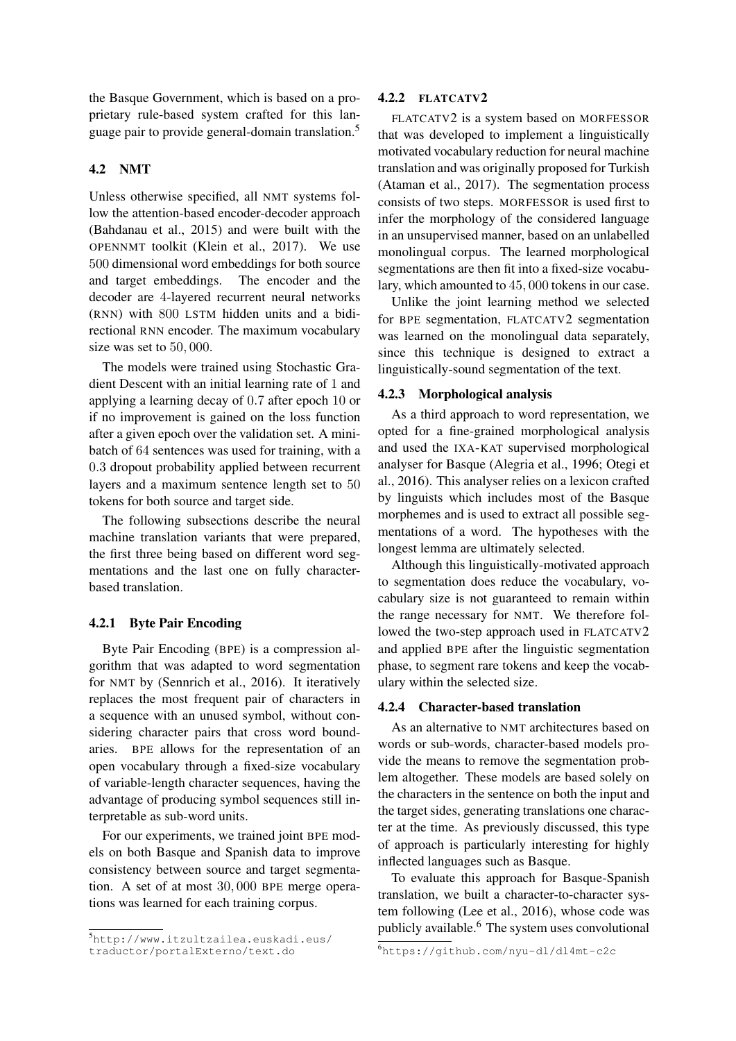the Basque Government, which is based on a proprietary rule-based system crafted for this language pair to provide general-domain translation.[5]

### 4.2 NMT

Unless otherwise specified, all NMT systems follow the attention-based encoder-decoder approach (Bahdanau et al., 2015) and were built with the OPENNMT toolkit (Klein et al., 2017). We use 500 dimensional word embeddings for both source and target embeddings. The encoder and the decoder are 4-layered recurrent neural networks (RNN) with 800 LSTM hidden units and a bidirectional RNN encoder. The maximum vocabulary size was set to 50,000.

The models were trained using Stochastic Gradient Descent with an initial learning rate of 1 and applying a learning decay of 0.7 after epoch 10 or if no improvement is gained on the loss function after a given epoch over the validation set. A mini-batch of 64 sentences was used for training, with a 0.3 dropout probability applied between recurrent layers and a maximum sentence length set to 50 tokens for both source and target side.

The following subsections describe the neural machine translation variants that were prepared, the first three being based on different word segmentations and the last one on fully character-based translation.

#### 4.2.1 Byte Pair Encoding

Byte Pair Encoding (BPE) is a compression algorithm that was adapted to word segmentation for NMT by (Sennrich et al., 2016). It iteratively replaces the most frequent pair of characters in a sequence with an unused symbol, without considering character pairs that cross word boundaries. BPE allows for the representation of an open vocabulary through a fixed-size vocabulary of variable-length character sequences, having the advantage of producing symbol sequences still interpretable as sub-word units.

For our experiments, we trained joint BPE models on both Basque and Spanish data to improve consistency between source and target segmentation. A set of at most 30,000 BPE merge operations was learned for each training corpus.

#### 4.2.2 FLATCATV2

FLATCATV2 is a system based on MORFESSOR that was developed to implement a linguistically motivated vocabulary reduction for neural machine translation and was originally proposed for Turkish (Ataman et al., 2017). The segmentation process consists of two steps. MORFESSOR is used first to infer the morphology of the considered language in an unsupervised manner, based on an unlabelled monolingual corpus. The learned morphological segmentations are then fit into a fixed-size vocabulary, which amounted to 45,000 tokens in our case.

Unlike the joint learning method we selected for BPE segmentation, FLATCATV2 segmentation was learned on the monolingual data separately, since this technique is designed to extract a linguistically-sound segmentation of the text.

#### 4.2.3 Morphological analysis

As a third approach to word representation, we opted for a fine-grained morphological analysis and used the IXA-KAT supervised morphological analyser for Basque (Alegria et al., 1996; Otegi et al., 2016). This analyser relies on a lexicon crafted by linguists which includes most of the Basque morphemes and is used to extract all possible segmentations of a word. The hypotheses with the longest lemma are ultimately selected.

Although this linguistically-motivated approach to segmentation does reduce the vocabulary, vocabulary size is not guaranteed to remain within the range necessary for NMT. We therefore followed the two-step approach used in FLATCATV2 and applied BPE after the linguistic segmentation phase, to segment rare tokens and keep the vocabulary within the selected size.

#### 4.2.4 Character-based translation

As an alternative to NMT architectures based on words or sub-words, character-based models provide the means to remove the segmentation problem altogether. These models are based solely on the characters in the sentence on both the input and the target sides, generating translations one character at the time. As previously discussed, this type of approach is particularly interesting for highly inflected languages such as Basque.

To evaluate this approach for Basque-Spanish translation, we built a character-to-character system following (Lee et al., 2016), whose code was publicly available.[6] The system uses convolutional

[5] http://www.itzultzailea.euskadi.eus/traductor/portalExterno/text.do

[6] https://github.com/nyu-dl/dl4mt-c2c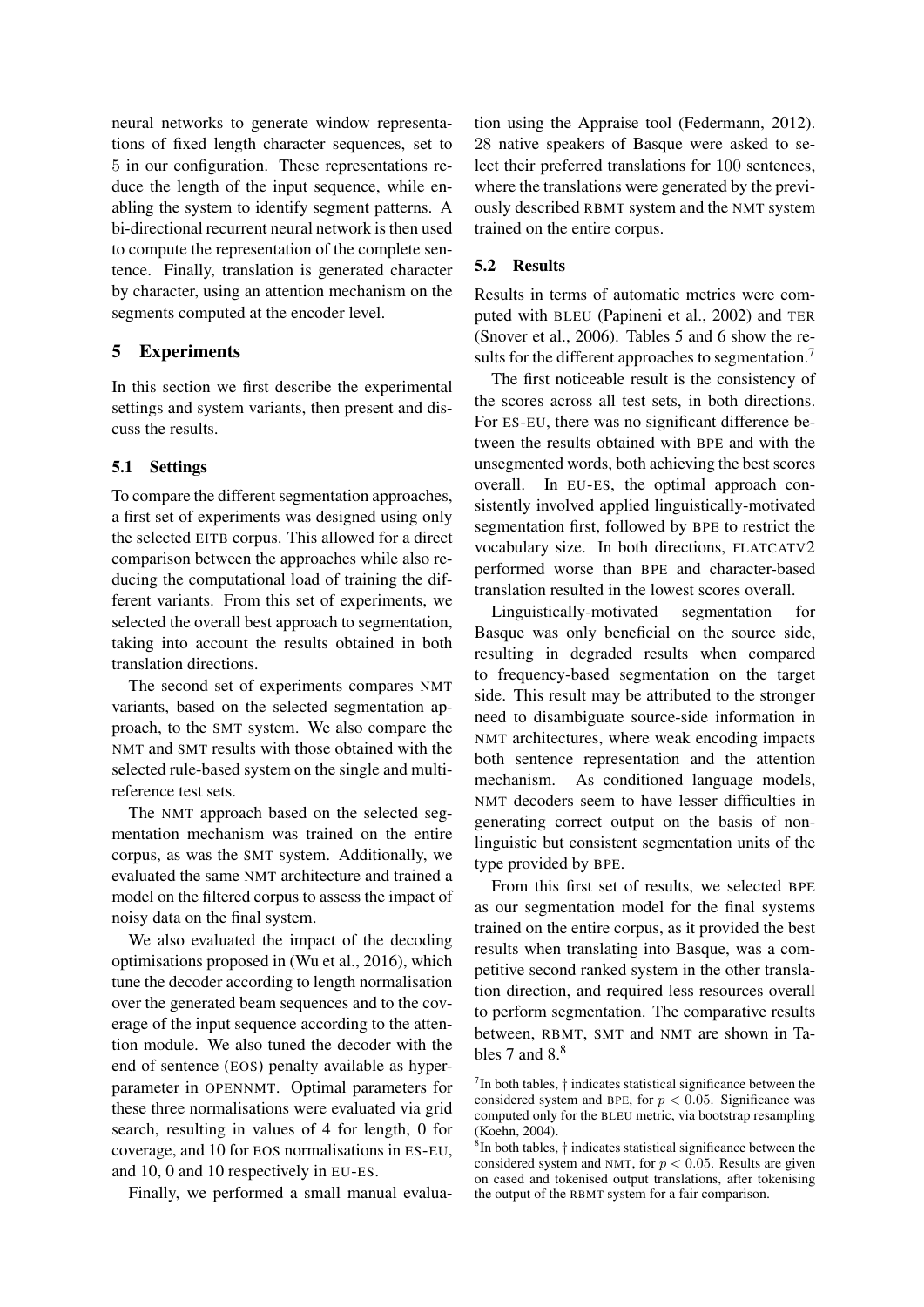neural networks to generate window representations of fixed length character sequences, set to 5 in our configuration. These representations reduce the length of the input sequence, while enabling the system to identify segment patterns. A bi-directional recurrent neural network is then used to compute the representation of the complete sentence. Finally, translation is generated character by character, using an attention mechanism on the segments computed at the encoder level.

## 5 Experiments

In this section we first describe the experimental settings and system variants, then present and discuss the results.

### 5.1 Settings

To compare the different segmentation approaches, a first set of experiments was designed using only the selected EITB corpus. This allowed for a direct comparison between the approaches while also reducing the computational load of training the different variants. From this set of experiments, we selected the overall best approach to segmentation, taking into account the results obtained in both translation directions.

The second set of experiments compares NMT variants, based on the selected segmentation approach, to the SMT system. We also compare the NMT and SMT results with those obtained with the selected rule-based system on the single and multi-reference test sets.

The NMT approach based on the selected segmentation mechanism was trained on the entire corpus, as was the SMT system. Additionally, we evaluated the same NMT architecture and trained a model on the filtered corpus to assess the impact of noisy data on the final system.

We also evaluated the impact of the decoding optimisations proposed in (Wu et al., 2016), which tune the decoder according to length normalisation over the generated beam sequences and to the coverage of the input sequence according to the attention module. We also tuned the decoder with the end of sentence (EOS) penalty available as hyperparameter in OPENNMT. Optimal parameters for these three normalisations were evaluated via grid search, resulting in values of 4 for length, 0 for coverage, and 10 for EOS normalisations in ES-EU, and 10, 0 and 10 respectively in EU-ES.

Finally, we performed a small manual evaluation using the Appraise tool (Federmann, 2012). 28 native speakers of Basque were asked to select their preferred translations for 100 sentences, where the translations were generated by the previously described RBMT system and the NMT system trained on the entire corpus.

### 5.2 Results

Results in terms of automatic metrics were computed with BLEU (Papineni et al., 2002) and TER (Snover et al., 2006). Tables 5 and 6 show the results for the different approaches to segmentation.[7]

The first noticeable result is the consistency of the scores across all test sets, in both directions. For ES-EU, there was no significant difference between the results obtained with BPE and with the unsegmented words, both achieving the best scores overall. In EU-ES, the optimal approach consistently involved applied linguistically-motivated segmentation first, followed by BPE to restrict the vocabulary size. In both directions, FLATCATV2 performed worse than BPE and character-based translation resulted in the lowest scores overall.

Linguistically-motivated segmentation for Basque was only beneficial on the source side, resulting in degraded results when compared to frequency-based segmentation on the target side. This result may be attributed to the stronger need to disambiguate source-side information in NMT architectures, where weak encoding impacts both sentence representation and the attention mechanism. As conditioned language models, NMT decoders seem to have lesser difficulties in generating correct output on the basis of non-linguistic but consistent segmentation units of the type provided by BPE.

From this first set of results, we selected BPE as our segmentation model for the final systems trained on the entire corpus, as it provided the best results when translating into Basque, was a competitive second ranked system in the other translation direction, and required less resources overall to perform segmentation. The comparative results between, RBMT, SMT and NMT are shown in Tables 7 and 8.[8]

[7] In both tables, † indicates statistical significance between the considered system and BPE, for $p < 0.05$. Significance was computed only for the BLEU metric, via bootstrap resampling (Koehn, 2004).

[8] In both tables, † indicates statistical significance between the considered system and NMT, for $p < 0.05$. Results are given on cased and tokenised output translations, after tokenising the output of the RBMT system for a fair comparison.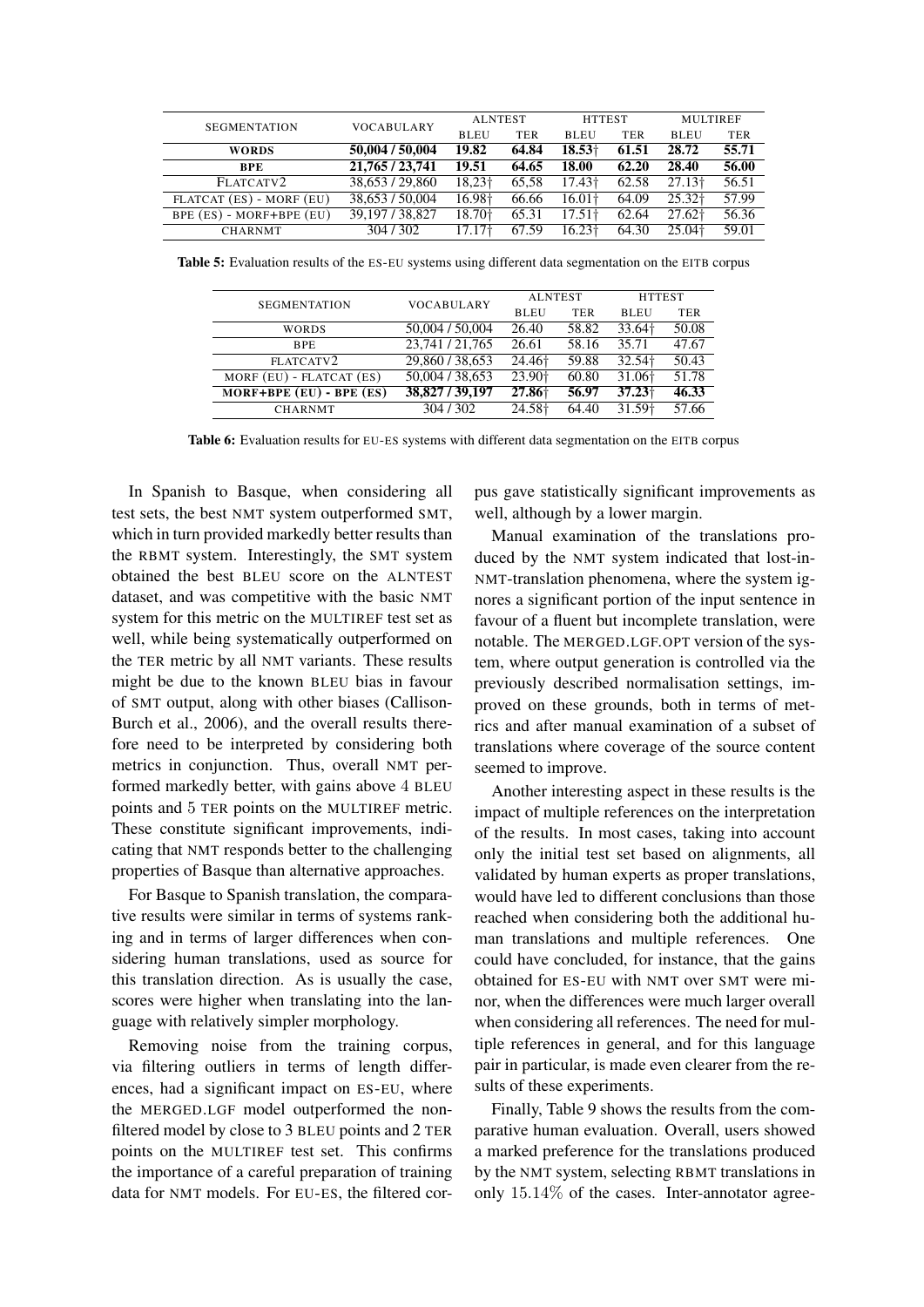| SEGMENTATION | VOCABULARY | ALNTEST | | HTTEST | | MULTIREF | |
|---|---|---|---|---|---|---|---|
| | | BLEU | TER | BLEU | TER | BLEU | TER |
| **WORDS** | **50,004 / 50,004** | **19.82** | **64.84** | **18.53†** | **61.51** | **28.72** | **55.71** |
| **BPE** | **21,765 / 23,741** | **19.51** | **64.65** | **18.00** | **62.20** | **28.40** | **56.00** |
| FLATCATV2 | 38,653 / 29,860 | 18,23† | 65,58 | 17.43† | 62.58 | 27.13† | 56.51 |
| FLATCAT (ES) - MORF (EU) | 38,653 / 50,004 | 16.98† | 66.66 | 16.01† | 64.09 | 25.32† | 57.99 |
| BPE (ES) - MORF+BPE (EU) | 39,197 / 38,827 | 18.70† | 65.31 | 17.51† | 62.64 | 27.62† | 56.36 |
| CHARNMT | 304 / 302 | 17.17† | 67.59 | 16.23† | 64.30 | 25.04† | 59.01 |

**Table 5:** Evaluation results of the ES-EU systems using different data segmentation on the EITB corpus

| SEGMENTATION | VOCABULARY | ALNTEST | | HTTEST | |
|---|---|---|---|---|---|
| | | BLEU | TER | BLEU | TER |
| WORDS | 50,004 / 50,004 | 26.40 | 58.82 | 33.64† | 50.08 |
| BPE | 23,741 / 21,765 | 26.61 | 58.16 | 35.71 | 47.67 |
| FLATCATV2 | 29,860 / 38,653 | 24.46† | 59.88 | 32.54† | 50.43 |
| MORF (EU) - FLATCAT (ES) | 50,004 / 38,653 | 23.90† | 60.80 | 31.06† | 51.78 |
| **MORF+BPE (EU) - BPE (ES)** | **38,827 / 39,197** | **27.86†** | **56.97** | **37.23†** | **46.33** |
| CHARNMT | 304 / 302 | 24.58† | 64.40 | 31.59† | 57.66 |

**Table 6:** Evaluation results for EU-ES systems with different data segmentation on the EITB corpus

In Spanish to Basque, when considering all test sets, the best NMT system outperformed SMT, which in turn provided markedly better results than the RBMT system. Interestingly, the SMT system obtained the best BLEU score on the ALNTEST dataset, and was competitive with the basic NMT system for this metric on the MULTIREF test set as well, while being systematically outperformed on the TER metric by all NMT variants. These results might be due to the known BLEU bias in favour of SMT output, along with other biases (Callison-Burch et al., 2006), and the overall results therefore need to be interpreted by considering both metrics in conjunction. Thus, overall NMT performed markedly better, with gains above 4 BLEU points and 5 TER points on the MULTIREF metric. These constitute significant improvements, indicating that NMT responds better to the challenging properties of Basque than alternative approaches.

For Basque to Spanish translation, the comparative results were similar in terms of systems ranking and in terms of larger differences when considering human translations, used as source for this translation direction. As is usually the case, scores were higher when translating into the language with relatively simpler morphology.

Removing noise from the training corpus, via filtering outliers in terms of length differences, had a significant impact on ES-EU, where the MERGED.LGF model outperformed the non-filtered model by close to 3 BLEU points and 2 TER points on the MULTIREF test set. This confirms the importance of a careful preparation of training data for NMT models. For EU-ES, the filtered corpus gave statistically significant improvements as well, although by a lower margin.

Manual examination of the translations produced by the NMT system indicated that lost-in-NMT-translation phenomena, where the system ignores a significant portion of the input sentence in favour of a fluent but incomplete translation, were notable. The MERGED.LGF.OPT version of the system, where output generation is controlled via the previously described normalisation settings, improved on these grounds, both in terms of metrics and after manual examination of a subset of translations where coverage of the source content seemed to improve.

Another interesting aspect in these results is the impact of multiple references on the interpretation of the results. In most cases, taking into account only the initial test set based on alignments, all validated by human experts as proper translations, would have led to different conclusions than those reached when considering both the additional human translations and multiple references. One could have concluded, for instance, that the gains obtained for ES-EU with NMT over SMT were minor, when the differences were much larger overall when considering all references. The need for multiple references in general, and for this language pair in particular, is made even clearer from the results of these experiments.

Finally, Table 9 shows the results from the comparative human evaluation. Overall, users showed a marked preference for the translations produced by the NMT system, selecting RBMT translations in only $15.14\%$ of the cases. Inter-annotator agree-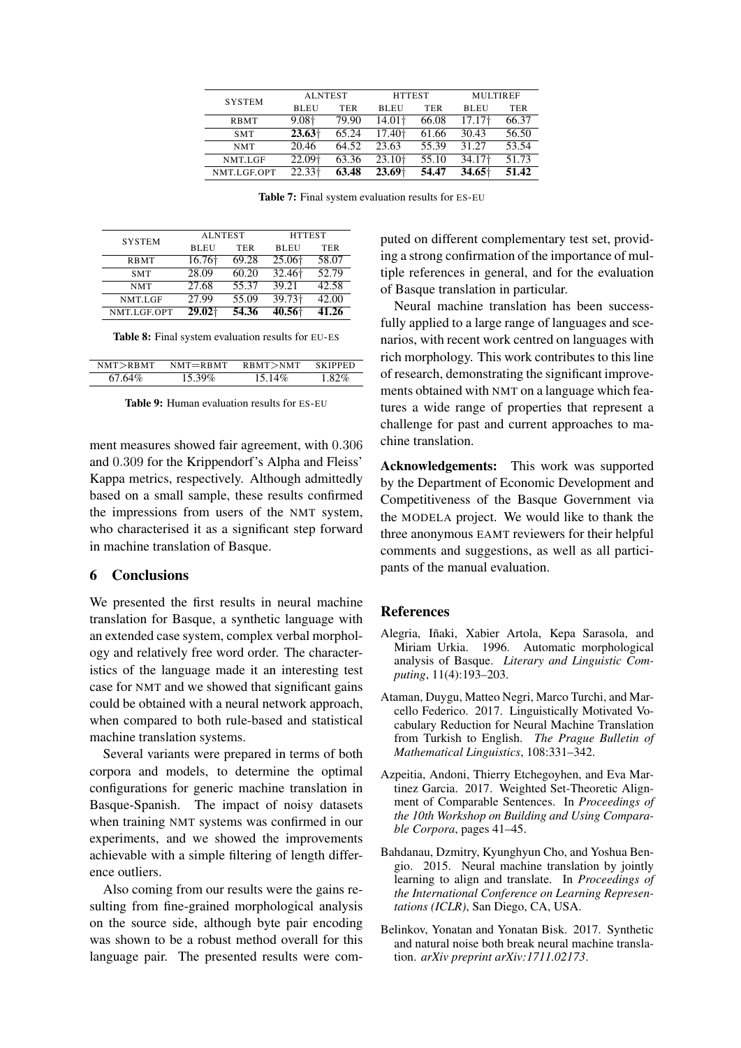| SYSTEM | ALNTEST | | HTTEST | | MULTIREF | |
|---|---|---|---|---|---|---|
| | BLEU | TER | BLEU | TER | BLEU | TER |
| RBMT | 9.08† | 79.90 | 14.01† | 66.08 | 17.17† | 66.37 |
| SMT | **23.63**† | 65.24 | 17.40† | 61.66 | 30.43 | 56.50 |
| NMT | 20.46 | 64.52 | 23.63 | 55.39 | 31.27 | 53.54 |
| NMT.LGF | 22.09† | 63.36 | 23.10† | 55.10 | 34.17† | 51.73 |
| NMT.LGF.OPT | 22.33† | **63.48** | **23.69**† | **54.47** | **34.65**† | **51.42** |

**Table 7:** Final system evaluation results for ES-EU

| SYSTEM | ALNTEST | | HTTEST | |
|---|---|---|---|---|
| | BLEU | TER | BLEU | TER |
| RBMT | 16.76† | 69.28 | 25.06† | 58.07 |
| SMT | 28.09 | 60.20 | 32.46† | 52.79 |
| NMT | 27.68 | 55.37 | 39.21 | 42.58 |
| NMT.LGF | 27.99 | 55.09 | 39.73† | 42.00 |
| NMT.LGF.OPT | **29.02**† | **54.36** | **40.56**† | **41.26** |

**Table 8:** Final system evaluation results for EU-ES

| NMT>RBMT | NMT=RBMT | RBMT>NMT | SKIPPED |
|---|---|---|---|
| 67.64% | 15.39% | 15.14% | 1.82% |

**Table 9:** Human evaluation results for ES-EU

ment measures showed fair agreement, with 0.306 and 0.309 for the Krippendorf's Alpha and Fleiss' Kappa metrics, respectively. Although admittedly based on a small sample, these results confirmed the impressions from users of the NMT system, who characterised it as a significant step forward in machine translation of Basque.

## 6 Conclusions

We presented the first results in neural machine translation for Basque, a synthetic language with an extended case system, complex verbal morphology and relatively free word order. The characteristics of the language made it an interesting test case for NMT and we showed that significant gains could be obtained with a neural network approach, when compared to both rule-based and statistical machine translation systems.

Several variants were prepared in terms of both corpora and models, to determine the optimal configurations for generic machine translation in Basque-Spanish. The impact of noisy datasets when training NMT systems was confirmed in our experiments, and we showed the improvements achievable with a simple filtering of length difference outliers.

Also coming from our results were the gains resulting from fine-grained morphological analysis on the source side, although byte pair encoding was shown to be a robust method overall for this language pair. The presented results were computed on different complementary test set, providing a strong confirmation of the importance of multiple references in general, and for the evaluation of Basque translation in particular.

Neural machine translation has been successfully applied to a large range of languages and scenarios, with recent work centred on languages with rich morphology. This work contributes to this line of research, demonstrating the significant improvements obtained with NMT on a language which features a wide range of properties that represent a challenge for past and current approaches to machine translation.

**Acknowledgements:** This work was supported by the Department of Economic Development and Competitiveness of the Basque Government via the MODELA project. We would like to thank the three anonymous EAMT reviewers for their helpful comments and suggestions, as well as all participants of the manual evaluation.

## References

Alegria, Iñaki, Xabier Artola, Kepa Sarasola, and Miriam Urkia. 1996. Automatic morphological analysis of Basque. *Literary and Linguistic Computing*, 11(4):193–203.

Ataman, Duygu, Matteo Negri, Marco Turchi, and Marcello Federico. 2017. Linguistically Motivated Vocabulary Reduction for Neural Machine Translation from Turkish to English. *The Prague Bulletin of Mathematical Linguistics*, 108:331–342.

Azpeitia, Andoni, Thierry Etchegoyhen, and Eva Martinez Garcia. 2017. Weighted Set-Theoretic Alignment of Comparable Sentences. In *Proceedings of the 10th Workshop on Building and Using Comparable Corpora*, pages 41–45.

Bahdanau, Dzmitry, Kyunghyun Cho, and Yoshua Bengio. 2015. Neural machine translation by jointly learning to align and translate. In *Proceedings of the International Conference on Learning Representations (ICLR)*, San Diego, CA, USA.

Belinkov, Yonatan and Yonatan Bisk. 2017. Synthetic and natural noise both break neural machine translation. *arXiv preprint arXiv:1711.02173*.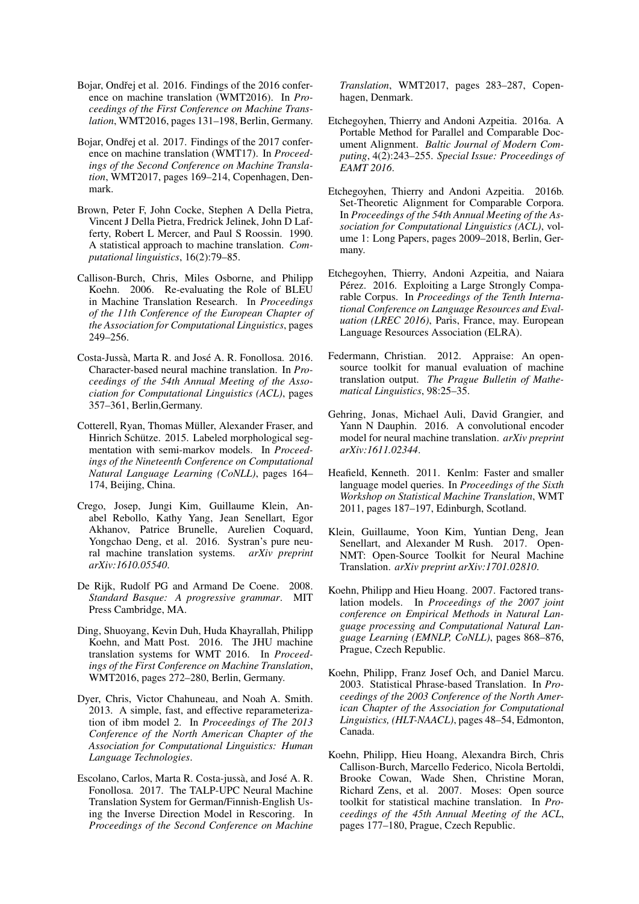Bojar, Ondřej et al. 2016. Findings of the 2016 conference on machine translation (WMT2016). In *Proceedings of the First Conference on Machine Translation*, WMT2016, pages 131–198, Berlin, Germany.

Bojar, Ondřej et al. 2017. Findings of the 2017 conference on machine translation (WMT17). In *Proceedings of the Second Conference on Machine Translation*, WMT2017, pages 169–214, Copenhagen, Denmark.

Brown, Peter F, John Cocke, Stephen A Della Pietra, Vincent J Della Pietra, Fredrick Jelinek, John D Lafferty, Robert L Mercer, and Paul S Roossin. 1990. A statistical approach to machine translation. *Computational linguistics*, 16(2):79–85.

Callison-Burch, Chris, Miles Osborne, and Philipp Koehn. 2006. Re-evaluating the Role of BLEU in Machine Translation Research. In *Proceedings of the 11th Conference of the European Chapter of the Association for Computational Linguistics*, pages 249–256.

Costa-Jussà, Marta R. and José A. R. Fonollosa. 2016. Character-based neural machine translation. In *Proceedings of the 54th Annual Meeting of the Association for Computational Linguistics (ACL)*, pages 357–361, Berlin,Germany.

Cotterell, Ryan, Thomas Müller, Alexander Fraser, and Hinrich Schütze. 2015. Labeled morphological segmentation with semi-markov models. In *Proceedings of the Nineteenth Conference on Computational Natural Language Learning (CoNLL)*, pages 164–174, Beijing, China.

Crego, Josep, Jungi Kim, Guillaume Klein, Anabel Rebollo, Kathy Yang, Jean Senellart, Egor Akhanov, Patrice Brunelle, Aurelien Coquard, Yongchao Deng, et al. 2016. Systran's pure neural machine translation systems. *arXiv preprint arXiv:1610.05540*.

De Rijk, Rudolf PG and Armand De Coene. 2008. *Standard Basque: A progressive grammar*. MIT Press Cambridge, MA.

Ding, Shuoyang, Kevin Duh, Huda Khayrallah, Philipp Koehn, and Matt Post. 2016. The JHU machine translation systems for WMT 2016. In *Proceedings of the First Conference on Machine Translation*, WMT2016, pages 272–280, Berlin, Germany.

Dyer, Chris, Victor Chahuneau, and Noah A. Smith. 2013. A simple, fast, and effective reparameterization of ibm model 2. In *Proceedings of The 2013 Conference of the North American Chapter of the Association for Computational Linguistics: Human Language Technologies*.

Escolano, Carlos, Marta R. Costa-jussà, and José A. R. Fonollosa. 2017. The TALP-UPC Neural Machine Translation System for German/Finnish-English Using the Inverse Direction Model in Rescoring. In *Proceedings of the Second Conference on Machine Translation*, WMT2017, pages 283–287, Copenhagen, Denmark.

Etchegoyhen, Thierry and Andoni Azpeitia. 2016a. A Portable Method for Parallel and Comparable Document Alignment. *Baltic Journal of Modern Computing*, 4(2):243–255. *Special Issue: Proceedings of EAMT 2016*.

Etchegoyhen, Thierry and Andoni Azpeitia. 2016b. Set-Theoretic Alignment for Comparable Corpora. In *Proceedings of the 54th Annual Meeting of the Association for Computational Linguistics (ACL)*, volume 1: Long Papers, pages 2009–2018, Berlin, Germany.

Etchegoyhen, Thierry, Andoni Azpeitia, and Naiara Pérez. 2016. Exploiting a Large Strongly Comparable Corpus. In *Proceedings of the Tenth International Conference on Language Resources and Evaluation (LREC 2016)*, Paris, France, may. European Language Resources Association (ELRA).

Federmann, Christian. 2012. Appraise: An open-source toolkit for manual evaluation of machine translation output. *The Prague Bulletin of Mathematical Linguistics*, 98:25–35.

Gehring, Jonas, Michael Auli, David Grangier, and Yann N Dauphin. 2016. A convolutional encoder model for neural machine translation. *arXiv preprint arXiv:1611.02344*.

Heafield, Kenneth. 2011. Kenlm: Faster and smaller language model queries. In *Proceedings of the Sixth Workshop on Statistical Machine Translation*, WMT 2011, pages 187–197, Edinburgh, Scotland.

Klein, Guillaume, Yoon Kim, Yuntian Deng, Jean Senellart, and Alexander M Rush. 2017. OpenNMT: Open-Source Toolkit for Neural Machine Translation. *arXiv preprint arXiv:1701.02810*.

Koehn, Philipp and Hieu Hoang. 2007. Factored translation models. In *Proceedings of the 2007 joint conference on Empirical Methods in Natural Language processing and Computational Natural Language Learning (EMNLP, CoNLL)*, pages 868–876, Prague, Czech Republic.

Koehn, Philipp, Franz Josef Och, and Daniel Marcu. 2003. Statistical Phrase-based Translation. In *Proceedings of the 2003 Conference of the North American Chapter of the Association for Computational Linguistics, (HLT-NAACL)*, pages 48–54, Edmonton, Canada.

Koehn, Philipp, Hieu Hoang, Alexandra Birch, Chris Callison-Burch, Marcello Federico, Nicola Bertoldi, Brooke Cowan, Wade Shen, Christine Moran, Richard Zens, et al. 2007. Moses: Open source toolkit for statistical machine translation. In *Proceedings of the 45th Annual Meeting of the ACL*, pages 177–180, Prague, Czech Republic.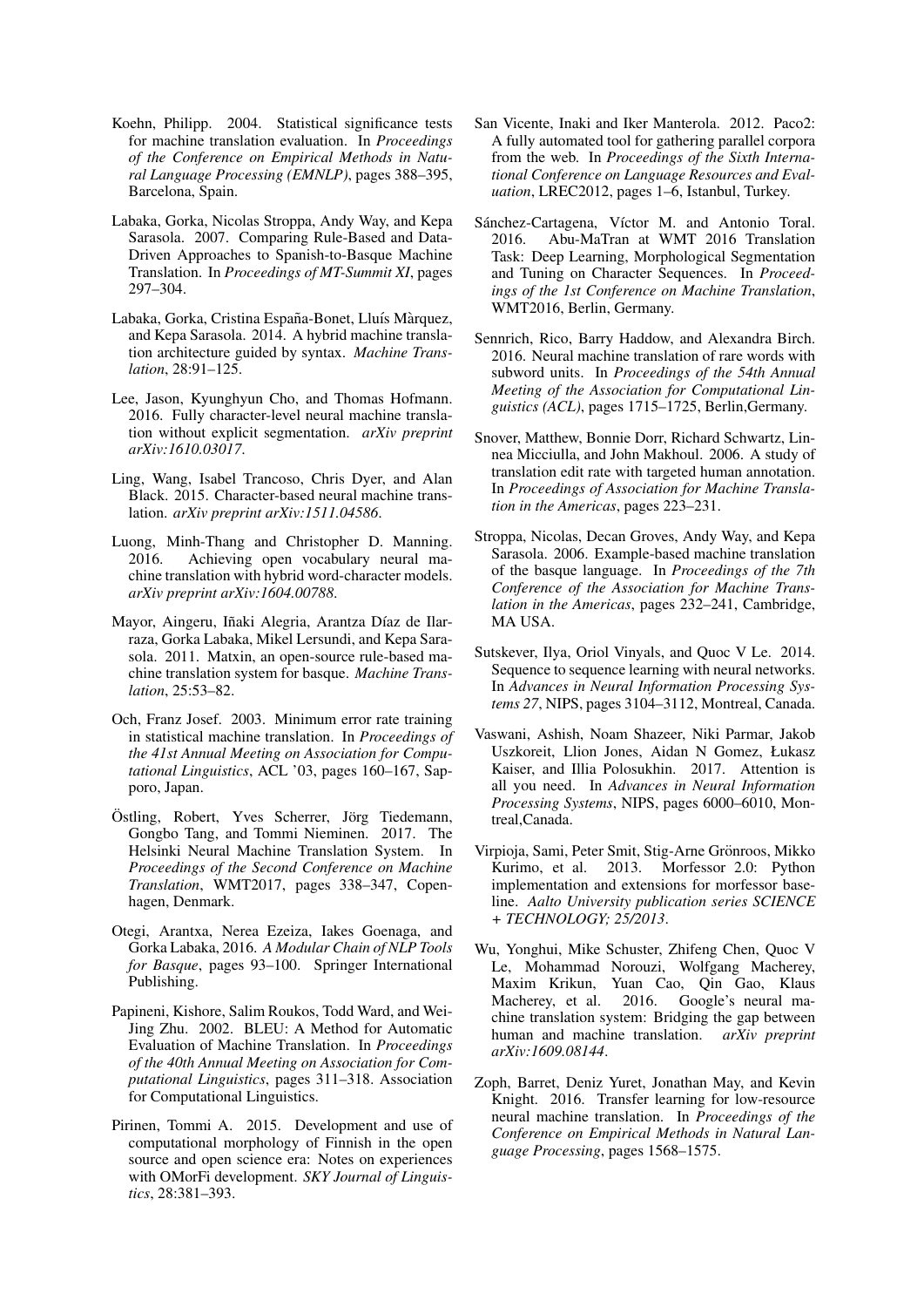Koehn, Philipp. 2004. Statistical significance tests for machine translation evaluation. In *Proceedings of the Conference on Empirical Methods in Natural Language Processing (EMNLP)*, pages 388–395, Barcelona, Spain.

Labaka, Gorka, Nicolas Stroppa, Andy Way, and Kepa Sarasola. 2007. Comparing Rule-Based and Data-Driven Approaches to Spanish-to-Basque Machine Translation. In *Proceedings of MT-Summit XI*, pages 297–304.

Labaka, Gorka, Cristina España-Bonet, Lluís Màrquez, and Kepa Sarasola. 2014. A hybrid machine translation architecture guided by syntax. *Machine Translation*, 28:91–125.

Lee, Jason, Kyunghyun Cho, and Thomas Hofmann. 2016. Fully character-level neural machine translation without explicit segmentation. *arXiv preprint arXiv:1610.03017*.

Ling, Wang, Isabel Trancoso, Chris Dyer, and Alan Black. 2015. Character-based neural machine translation. *arXiv preprint arXiv:1511.04586*.

Luong, Minh-Thang and Christopher D. Manning. 2016. Achieving open vocabulary neural machine translation with hybrid word-character models. *arXiv preprint arXiv:1604.00788*.

Mayor, Aingeru, Iñaki Alegria, Arantza Díaz de Ilarraza, Gorka Labaka, Mikel Lersundi, and Kepa Sarasola. 2011. Matxin, an open-source rule-based machine translation system for basque. *Machine Translation*, 25:53–82.

Och, Franz Josef. 2003. Minimum error rate training in statistical machine translation. In *Proceedings of the 41st Annual Meeting on Association for Computational Linguistics*, ACL '03, pages 160–167, Sapporo, Japan.

Östling, Robert, Yves Scherrer, Jörg Tiedemann, Gongbo Tang, and Tommi Nieminen. 2017. The Helsinki Neural Machine Translation System. In *Proceedings of the Second Conference on Machine Translation*, WMT2017, pages 338–347, Copenhagen, Denmark.

Otegi, Arantxa, Nerea Ezeiza, Iakes Goenaga, and Gorka Labaka, 2016. *A Modular Chain of NLP Tools for Basque*, pages 93–100. Springer International Publishing.

Papineni, Kishore, Salim Roukos, Todd Ward, and Wei-Jing Zhu. 2002. BLEU: A Method for Automatic Evaluation of Machine Translation. In *Proceedings of the 40th Annual Meeting on Association for Computational Linguistics*, pages 311–318. Association for Computational Linguistics.

Pirinen, Tommi A. 2015. Development and use of computational morphology of Finnish in the open source and open science era: Notes on experiences with OMorFi development. *SKY Journal of Linguistics*, 28:381–393.

San Vicente, Inaki and Iker Manterola. 2012. Paco2: A fully automated tool for gathering parallel corpora from the web. In *Proceedings of the Sixth International Conference on Language Resources and Evaluation*, LREC2012, pages 1–6, Istanbul, Turkey.

Sánchez-Cartagena, Víctor M. and Antonio Toral. 2016. Abu-MaTran at WMT 2016 Translation Task: Deep Learning, Morphological Segmentation and Tuning on Character Sequences. In *Proceedings of the 1st Conference on Machine Translation*, WMT2016, Berlin, Germany.

Sennrich, Rico, Barry Haddow, and Alexandra Birch. 2016. Neural machine translation of rare words with subword units. In *Proceedings of the 54th Annual Meeting of the Association for Computational Linguistics (ACL)*, pages 1715–1725, Berlin,Germany.

Snover, Matthew, Bonnie Dorr, Richard Schwartz, Linnea Micciulla, and John Makhoul. 2006. A study of translation edit rate with targeted human annotation. In *Proceedings of Association for Machine Translation in the Americas*, pages 223–231.

Stroppa, Nicolas, Decan Groves, Andy Way, and Kepa Sarasola. 2006. Example-based machine translation of the basque language. In *Proceedings of the 7th Conference of the Association for Machine Translation in the Americas*, pages 232–241, Cambridge, MA USA.

Sutskever, Ilya, Oriol Vinyals, and Quoc V Le. 2014. Sequence to sequence learning with neural networks. In *Advances in Neural Information Processing Systems 27*, NIPS, pages 3104–3112, Montreal, Canada.

Vaswani, Ashish, Noam Shazeer, Niki Parmar, Jakob Uszkoreit, Llion Jones, Aidan N Gomez, Łukasz Kaiser, and Illia Polosukhin. 2017. Attention is all you need. In *Advances in Neural Information Processing Systems*, NIPS, pages 6000–6010, Montreal,Canada.

Virpioja, Sami, Peter Smit, Stig-Arne Grönroos, Mikko Kurimo, et al. 2013. Morfessor 2.0: Python implementation and extensions for morfessor baseline. *Aalto University publication series SCIENCE + TECHNOLOGY; 25/2013*.

Wu, Yonghui, Mike Schuster, Zhifeng Chen, Quoc V Le, Mohammad Norouzi, Wolfgang Macherey, Maxim Krikun, Yuan Cao, Qin Gao, Klaus Macherey, et al. 2016. Google's neural machine translation system: Bridging the gap between human and machine translation. *arXiv preprint arXiv:1609.08144*.

Zoph, Barret, Deniz Yuret, Jonathan May, and Kevin Knight. 2016. Transfer learning for low-resource neural machine translation. In *Proceedings of the Conference on Empirical Methods in Natural Language Processing*, pages 1568–1575.